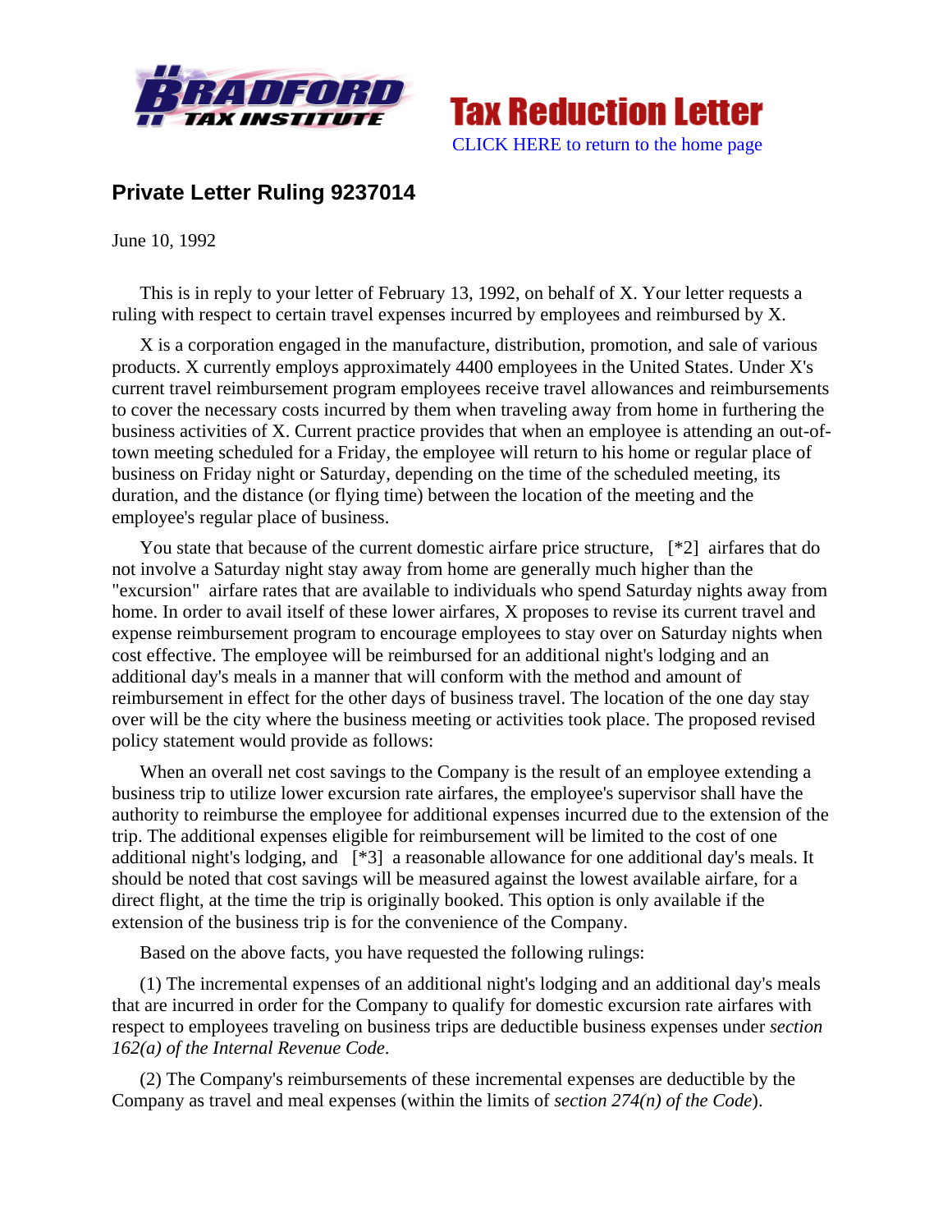# Private Letter Ruling 9237014

June 10, 1992

This is in reply to your letter of February 13, 1992, on behalf of X. Your letter requests a ruling with respect to certain travel expenses incurred by employees and reimbursed by X.

X is a corporation engaged in the manufacture, distribution, promotion, and sale of various products. X currently employs approximately 4400 employees in the United States. Under X's current travel reimbursement program employees receive travel allowances and reimbursements to cover the necessary costs incurred by them when traveling away from home in furthering the business activities of X. Current practice provides that when an employee is attending an out-of-town meeting scheduled for a Friday, the employee will return to his home or regular place of business on Friday night or Saturday, depending on the time of the scheduled meeting, its duration, and the distance (or flying time) between the location of the meeting and the employee's regular place of business.

You state that because of the current domestic airfare price structure, [*2] airfares that do not involve a Saturday night stay away from home are generally much higher than the "excursion" airfare rates that are available to individuals who spend Saturday nights away from home. In order to avail itself of these lower airfares, X proposes to revise its current travel and expense reimbursement program to encourage employees to stay over on Saturday nights when cost effective. The employee will be reimbursed for an additional night's lodging and an additional day's meals in a manner that will conform with the method and amount of reimbursement in effect for the other days of business travel. The location of the one day stay over will be the city where the business meeting or activities took place. The proposed revised policy statement would provide as follows:

When an overall net cost savings to the Company is the result of an employee extending a business trip to utilize lower excursion rate airfares, the employee's supervisor shall have the authority to reimburse the employee for additional expenses incurred due to the extension of the trip. The additional expenses eligible for reimbursement will be limited to the cost of one additional night's lodging, and [*3] a reasonable allowance for one additional day's meals. It should be noted that cost savings will be measured against the lowest available airfare, for a direct flight, at the time the trip is originally booked. This option is only available if the extension of the business trip is for the convenience of the Company.

Based on the above facts, you have requested the following rulings:

(1) The incremental expenses of an additional night's lodging and an additional day's meals that are incurred in order for the Company to qualify for domestic excursion rate airfares with respect to employees traveling on business trips are deductible business expenses under *section 162(a) of the Internal Revenue Code*.

(2) The Company's reimbursements of these incremental expenses are deductible by the Company as travel and meal expenses (within the limits of *section 274(n) of the Code*).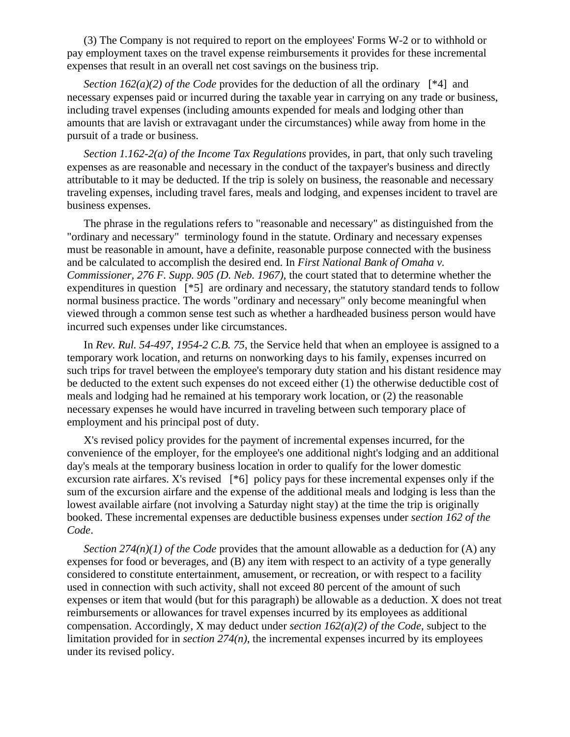(3) The Company is not required to report on the employees' Forms W-2 or to withhold or pay employment taxes on the travel expense reimbursements it provides for these incremental expenses that result in an overall net cost savings on the business trip.

*Section 162(a)(2) of the Code* provides for the deduction of all the ordinary [*4] and necessary expenses paid or incurred during the taxable year in carrying on any trade or business, including travel expenses (including amounts expended for meals and lodging other than amounts that are lavish or extravagant under the circumstances) while away from home in the pursuit of a trade or business.

*Section 1.162-2(a) of the Income Tax Regulations* provides, in part, that only such traveling expenses as are reasonable and necessary in the conduct of the taxpayer's business and directly attributable to it may be deducted. If the trip is solely on business, the reasonable and necessary traveling expenses, including travel fares, meals and lodging, and expenses incident to travel are business expenses.

The phrase in the regulations refers to "reasonable and necessary" as distinguished from the "ordinary and necessary" terminology found in the statute. Ordinary and necessary expenses must be reasonable in amount, have a definite, reasonable purpose connected with the business and be calculated to accomplish the desired end. In *First National Bank of Omaha v. Commissioner, 276 F. Supp. 905 (D. Neb. 1967)*, the court stated that to determine whether the expenditures in question [*5] are ordinary and necessary, the statutory standard tends to follow normal business practice. The words "ordinary and necessary" only become meaningful when viewed through a common sense test such as whether a hardheaded business person would have incurred such expenses under like circumstances.

In *Rev. Rul. 54-497, 1954-2 C.B. 75*, the Service held that when an employee is assigned to a temporary work location, and returns on nonworking days to his family, expenses incurred on such trips for travel between the employee's temporary duty station and his distant residence may be deducted to the extent such expenses do not exceed either (1) the otherwise deductible cost of meals and lodging had he remained at his temporary work location, or (2) the reasonable necessary expenses he would have incurred in traveling between such temporary place of employment and his principal post of duty.

X's revised policy provides for the payment of incremental expenses incurred, for the convenience of the employer, for the employee's one additional night's lodging and an additional day's meals at the temporary business location in order to qualify for the lower domestic excursion rate airfares. X's revised [*6] policy pays for these incremental expenses only if the sum of the excursion airfare and the expense of the additional meals and lodging is less than the lowest available airfare (not involving a Saturday night stay) at the time the trip is originally booked. These incremental expenses are deductible business expenses under *section 162 of the Code*.

*Section 274(n)(1) of the Code* provides that the amount allowable as a deduction for (A) any expenses for food or beverages, and (B) any item with respect to an activity of a type generally considered to constitute entertainment, amusement, or recreation, or with respect to a facility used in connection with such activity, shall not exceed 80 percent of the amount of such expenses or item that would (but for this paragraph) be allowable as a deduction. X does not treat reimbursements or allowances for travel expenses incurred by its employees as additional compensation. Accordingly, X may deduct under *section 162(a)(2) of the Code*, subject to the limitation provided for in *section 274(n)*, the incremental expenses incurred by its employees under its revised policy.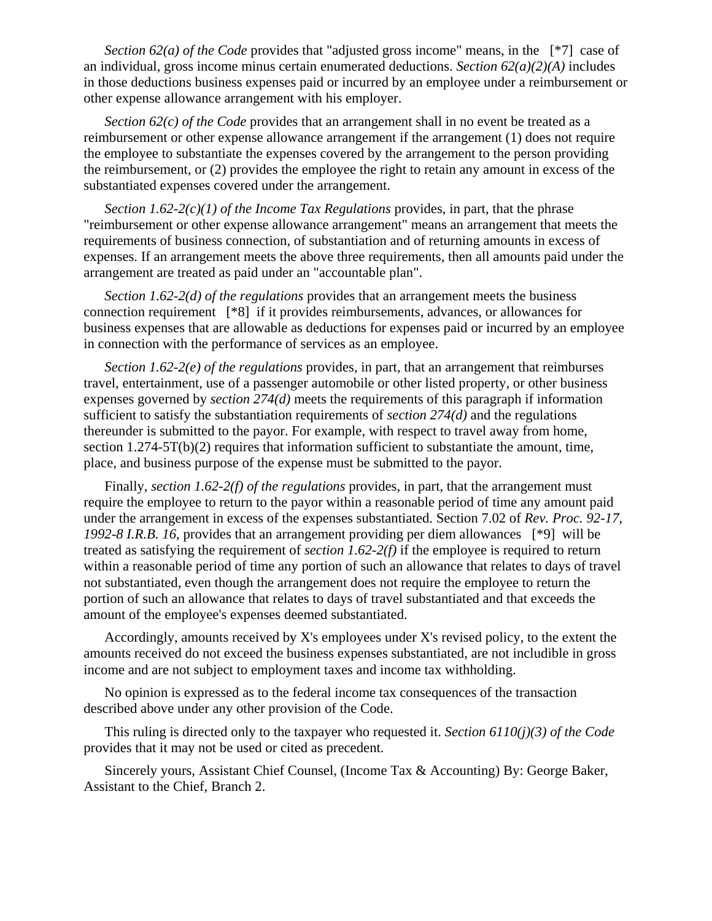*Section 62(a) of the Code* provides that "adjusted gross income" means, in the [*7] case of an individual, gross income minus certain enumerated deductions. *Section 62(a)(2)(A)* includes in those deductions business expenses paid or incurred by an employee under a reimbursement or other expense allowance arrangement with his employer.

*Section 62(c) of the Code* provides that an arrangement shall in no event be treated as a reimbursement or other expense allowance arrangement if the arrangement (1) does not require the employee to substantiate the expenses covered by the arrangement to the person providing the reimbursement, or (2) provides the employee the right to retain any amount in excess of the substantiated expenses covered under the arrangement.

*Section 1.62-2(c)(1) of the Income Tax Regulations* provides, in part, that the phrase "reimbursement or other expense allowance arrangement" means an arrangement that meets the requirements of business connection, of substantiation and of returning amounts in excess of expenses. If an arrangement meets the above three requirements, then all amounts paid under the arrangement are treated as paid under an "accountable plan".

*Section 1.62-2(d) of the regulations* provides that an arrangement meets the business connection requirement [*8] if it provides reimbursements, advances, or allowances for business expenses that are allowable as deductions for expenses paid or incurred by an employee in connection with the performance of services as an employee.

*Section 1.62-2(e) of the regulations* provides, in part, that an arrangement that reimburses travel, entertainment, use of a passenger automobile or other listed property, or other business expenses governed by *section 274(d)* meets the requirements of this paragraph if information sufficient to satisfy the substantiation requirements of *section 274(d)* and the regulations thereunder is submitted to the payor. For example, with respect to travel away from home, section 1.274-5T(b)(2) requires that information sufficient to substantiate the amount, time, place, and business purpose of the expense must be submitted to the payor.

Finally, *section 1.62-2(f) of the regulations* provides, in part, that the arrangement must require the employee to return to the payor within a reasonable period of time any amount paid under the arrangement in excess of the expenses substantiated. Section 7.02 of *Rev. Proc. 92-17, 1992-8 I.R.B. 16*, provides that an arrangement providing per diem allowances [*9] will be treated as satisfying the requirement of *section 1.62-2(f)* if the employee is required to return within a reasonable period of time any portion of such an allowance that relates to days of travel not substantiated, even though the arrangement does not require the employee to return the portion of such an allowance that relates to days of travel substantiated and that exceeds the amount of the employee's expenses deemed substantiated.

Accordingly, amounts received by X's employees under X's revised policy, to the extent the amounts received do not exceed the business expenses substantiated, are not includible in gross income and are not subject to employment taxes and income tax withholding.

No opinion is expressed as to the federal income tax consequences of the transaction described above under any other provision of the Code.

This ruling is directed only to the taxpayer who requested it. *Section 6110(j)(3) of the Code* provides that it may not be used or cited as precedent.

Sincerely yours, Assistant Chief Counsel, (Income Tax & Accounting) By: George Baker, Assistant to the Chief, Branch 2.